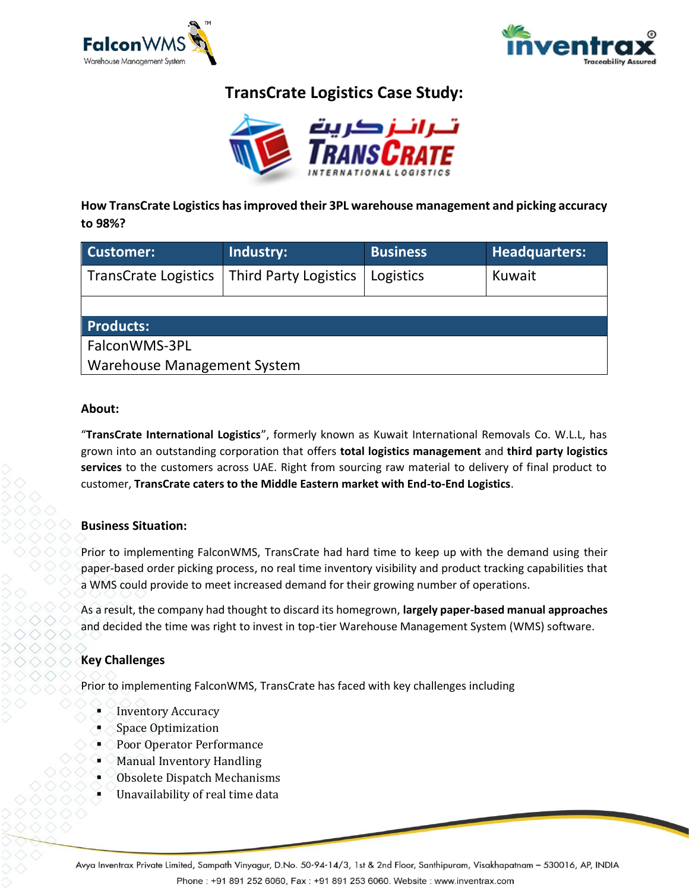# TransCrate Logistics Case Study:

**How TransCrate Logistics has improved their 3PL warehouse management and picking accuracy to 98%?**

| Customer: | Industry: | Business | Headquarters: |
|---|---|---|---|
| TransCrate Logistics | Third Party Logistics | Logistics | Kuwait |

| Products: |
|---|
| FalconWMS-3PL<br>Warehouse Management System |

## About:

"**TransCrate International Logistics**", formerly known as Kuwait International Removals Co. W.L.L, has grown into an outstanding corporation that offers **total logistics management** and **third party logistics services** to the customers across UAE. Right from sourcing raw material to delivery of final product to customer, **TransCrate caters to the Middle Eastern market with End-to-End Logistics**.

## Business Situation:

Prior to implementing FalconWMS, TransCrate had hard time to keep up with the demand using their paper-based order picking process, no real time inventory visibility and product tracking capabilities that a WMS could provide to meet increased demand for their growing number of operations.

As a result, the company had thought to discard its homegrown, **largely paper-based manual approaches** and decided the time was right to invest in top-tier Warehouse Management System (WMS) software.

## Key Challenges

Prior to implementing FalconWMS, TransCrate has faced with key challenges including

- Inventory Accuracy
- Space Optimization
- Poor Operator Performance
- Manual Inventory Handling
- Obsolete Dispatch Mechanisms
- Unavailability of real time data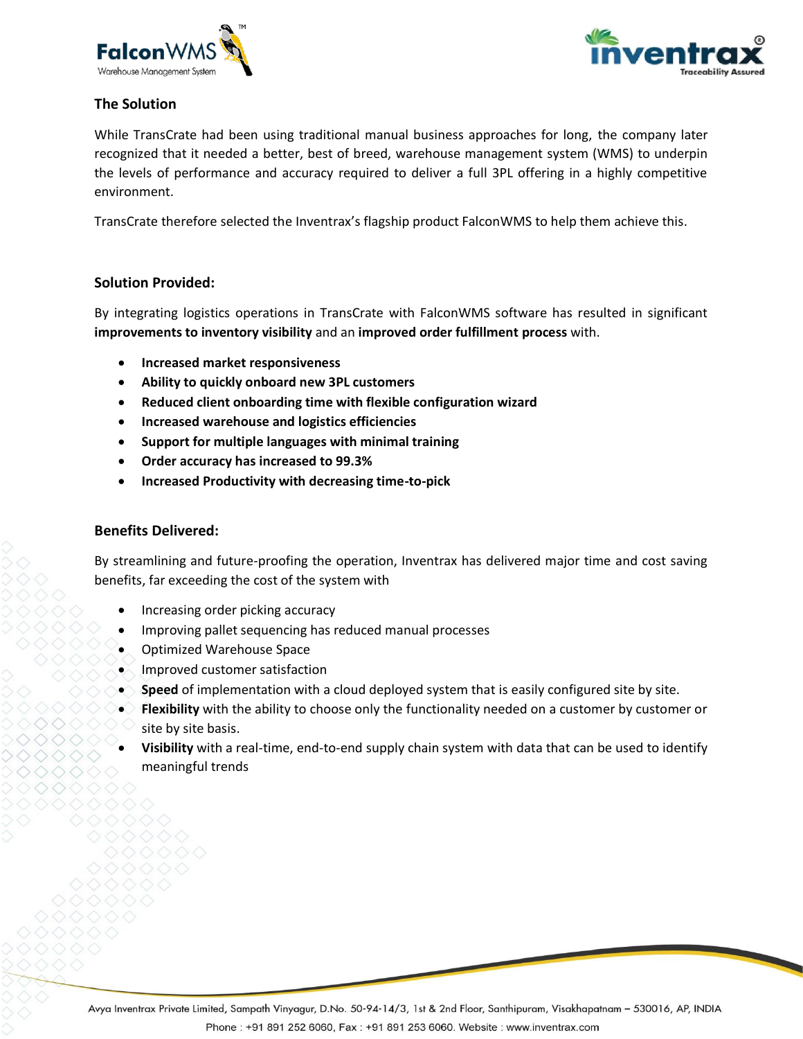## The Solution

While TransCrate had been using traditional manual business approaches for long, the company later recognized that it needed a better, best of breed, warehouse management system (WMS) to underpin the levels of performance and accuracy required to deliver a full 3PL offering in a highly competitive environment.

TransCrate therefore selected the Inventrax's flagship product FalconWMS to help them achieve this.

## Solution Provided:

By integrating logistics operations in TransCrate with FalconWMS software has resulted in significant **improvements to inventory visibility** and an **improved order fulfillment process** with.

- **Increased market responsiveness**
- **Ability to quickly onboard new 3PL customers**
- **Reduced client onboarding time with flexible configuration wizard**
- **Increased warehouse and logistics efficiencies**
- **Support for multiple languages with minimal training**
- **Order accuracy has increased to 99.3%**
- **Increased Productivity with decreasing time-to-pick**

## Benefits Delivered:

By streamlining and future-proofing the operation, Inventrax has delivered major time and cost saving benefits, far exceeding the cost of the system with

- Increasing order picking accuracy
- Improving pallet sequencing has reduced manual processes
- Optimized Warehouse Space
- Improved customer satisfaction
- **Speed** of implementation with a cloud deployed system that is easily configured site by site.
- **Flexibility** with the ability to choose only the functionality needed on a customer by customer or site by site basis.
- **Visibility** with a real-time, end-to-end supply chain system with data that can be used to identify meaningful trends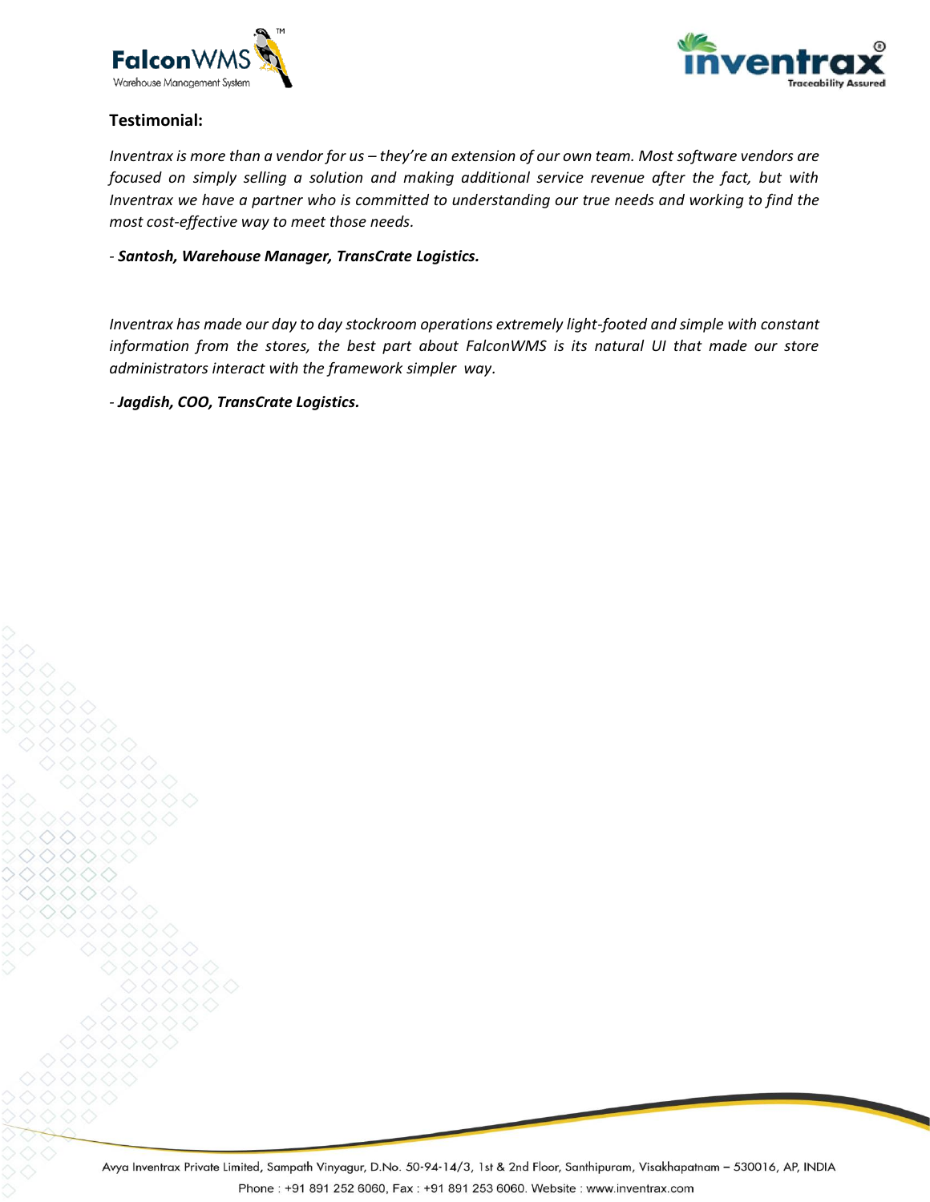**Testimonial:**

*Inventrax is more than a vendor for us – they're an extension of our own team. Most software vendors are focused on simply selling a solution and making additional service revenue after the fact, but with Inventrax we have a partner who is committed to understanding our true needs and working to find the most cost-effective way to meet those needs.*

- ***Santosh, Warehouse Manager, TransCrate Logistics.***

*Inventrax has made our day to day stockroom operations extremely light-footed and simple with constant information from the stores, the best part about FalconWMS is its natural UI that made our store administrators interact with the framework simpler way.*

- ***Jagdish, COO, TransCrate Logistics.***